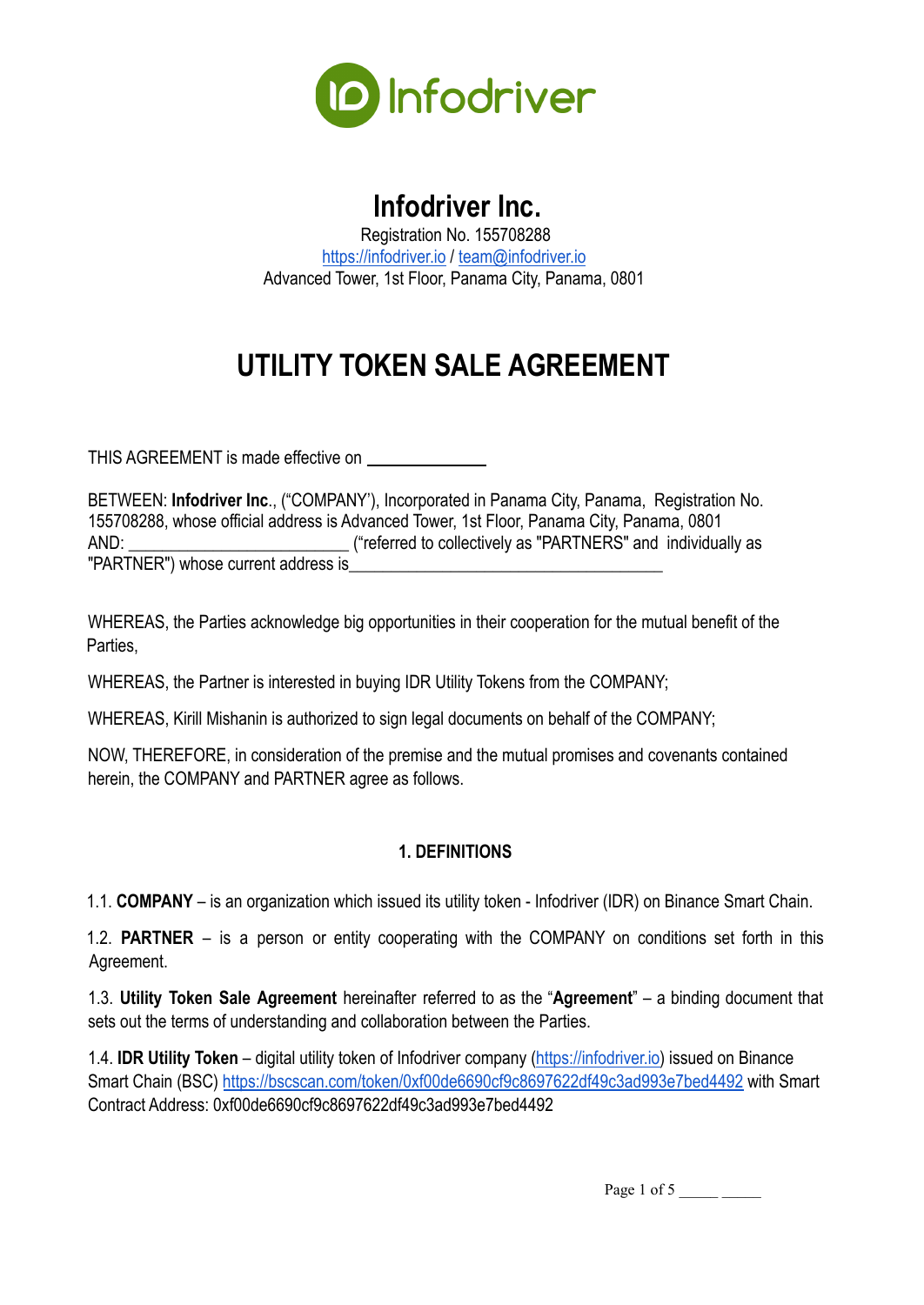# Infodriver Inc.

Registration No. 155708288
https://infodriver.io / team@infodriver.io
Advanced Tower, 1st Floor, Panama City, Panama, 0801

# UTILITY TOKEN SALE AGREEMENT

THIS AGREEMENT is made effective on ______________

BETWEEN: **Infodriver Inc**., ("COMPANY'), Incorporated in Panama City, Panama, Registration No. 155708288, whose official address is Advanced Tower, 1st Floor, Panama City, Panama, 0801
AND: __________________________ ("referred to collectively as "PARTNERS" and individually as "PARTNER") whose current address is_____________________________________

WHEREAS, the Parties acknowledge big opportunities in their cooperation for the mutual benefit of the Parties,

WHEREAS, the Partner is interested in buying IDR Utility Tokens from the COMPANY;

WHEREAS, Kirill Mishanin is authorized to sign legal documents on behalf of the COMPANY;

NOW, THEREFORE, in consideration of the premise and the mutual promises and covenants contained herein, the COMPANY and PARTNER agree as follows.

## 1. DEFINITIONS

1.1. **COMPANY** – is an organization which issued its utility token - Infodriver (IDR) on Binance Smart Chain.

1.2. **PARTNER** – is a person or entity cooperating with the COMPANY on conditions set forth in this Agreement.

1.3. **Utility Token Sale Agreement** hereinafter referred to as the "**Agreement**" – a binding document that sets out the terms of understanding and collaboration between the Parties.

1.4. **IDR Utility Token** – digital utility token of Infodriver company (https://infodriver.io) issued on Binance Smart Chain (BSC) https://bscscan.com/token/0xf00de6690cf9c8697622df49c3ad993e7bed4492 with Smart Contract Address: 0xf00de6690cf9c8697622df49c3ad993e7bed4492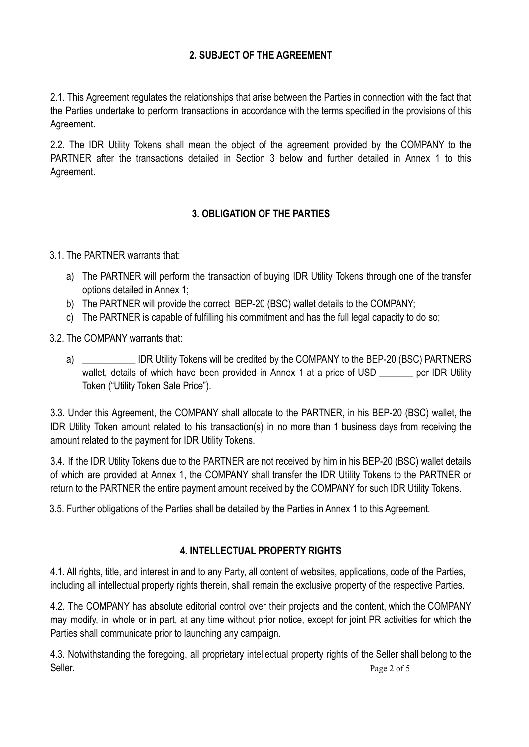## 2. SUBJECT OF THE AGREEMENT

2.1. This Agreement regulates the relationships that arise between the Parties in connection with the fact that the Parties undertake to perform transactions in accordance with the terms specified in the provisions of this Agreement.

2.2. The IDR Utility Tokens shall mean the object of the agreement provided by the COMPANY to the PARTNER after the transactions detailed in Section 3 below and further detailed in Annex 1 to this Agreement.

## 3. OBLIGATION OF THE PARTIES

3.1. The PARTNER warrants that:

a) The PARTNER will perform the transaction of buying IDR Utility Tokens through one of the transfer options detailed in Annex 1;
b) The PARTNER will provide the correct BEP-20 (BSC) wallet details to the COMPANY;
c) The PARTNER is capable of fulfilling his commitment and has the full legal capacity to do so;

3.2. The COMPANY warrants that:

a) ___________ IDR Utility Tokens will be credited by the COMPANY to the BEP-20 (BSC) PARTNERS wallet, details of which have been provided in Annex 1 at a price of USD _______ per IDR Utility Token ("Utility Token Sale Price").

3.3. Under this Agreement, the COMPANY shall allocate to the PARTNER, in his BEP-20 (BSC) wallet, the IDR Utility Token amount related to his transaction(s) in no more than 1 business days from receiving the amount related to the payment for IDR Utility Tokens.

3.4. If the IDR Utility Tokens due to the PARTNER are not received by him in his BEP-20 (BSC) wallet details of which are provided at Annex 1, the COMPANY shall transfer the IDR Utility Tokens to the PARTNER or return to the PARTNER the entire payment amount received by the COMPANY for such IDR Utility Tokens.

3.5. Further obligations of the Parties shall be detailed by the Parties in Annex 1 to this Agreement.

## 4. INTELLECTUAL PROPERTY RIGHTS

4.1. All rights, title, and interest in and to any Party, all content of websites, applications, code of the Parties, including all intellectual property rights therein, shall remain the exclusive property of the respective Parties.

4.2. The COMPANY has absolute editorial control over their projects and the content, which the COMPANY may modify, in whole or in part, at any time without prior notice, except for joint PR activities for which the Parties shall communicate prior to launching any campaign.

4.3. Notwithstanding the foregoing, all proprietary intellectual property rights of the Seller shall belong to the Seller.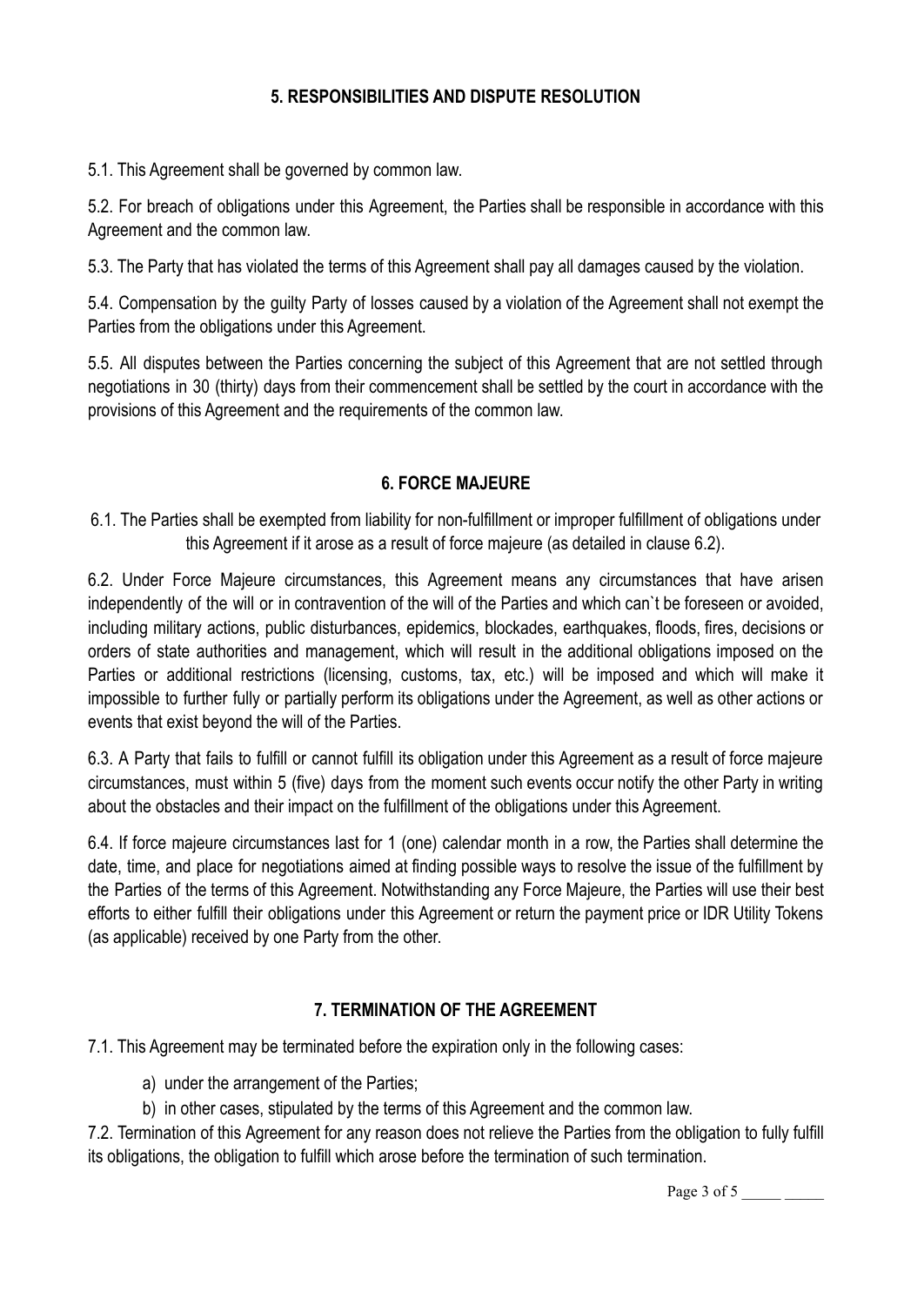## 5. RESPONSIBILITIES AND DISPUTE RESOLUTION

5.1. This Agreement shall be governed by common law.

5.2. For breach of obligations under this Agreement, the Parties shall be responsible in accordance with this Agreement and the common law.

5.3. The Party that has violated the terms of this Agreement shall pay all damages caused by the violation.

5.4. Compensation by the guilty Party of losses caused by a violation of the Agreement shall not exempt the Parties from the obligations under this Agreement.

5.5. All disputes between the Parties concerning the subject of this Agreement that are not settled through negotiations in 30 (thirty) days from their commencement shall be settled by the court in accordance with the provisions of this Agreement and the requirements of the common law.

## 6. FORCE MAJEURE

6.1. The Parties shall be exempted from liability for non-fulfillment or improper fulfillment of obligations under this Agreement if it arose as a result of force majeure (as detailed in clause 6.2).

6.2. Under Force Majeure circumstances, this Agreement means any circumstances that have arisen independently of the will or in contravention of the will of the Parties and which can`t be foreseen or avoided, including military actions, public disturbances, epidemics, blockades, earthquakes, floods, fires, decisions or orders of state authorities and management, which will result in the additional obligations imposed on the Parties or additional restrictions (licensing, customs, tax, etc.) will be imposed and which will make it impossible to further fully or partially perform its obligations under the Agreement, as well as other actions or events that exist beyond the will of the Parties.

6.3. A Party that fails to fulfill or cannot fulfill its obligation under this Agreement as a result of force majeure circumstances, must within 5 (five) days from the moment such events occur notify the other Party in writing about the obstacles and their impact on the fulfillment of the obligations under this Agreement.

6.4. If force majeure circumstances last for 1 (one) calendar month in a row, the Parties shall determine the date, time, and place for negotiations aimed at finding possible ways to resolve the issue of the fulfillment by the Parties of the terms of this Agreement. Notwithstanding any Force Majeure, the Parties will use their best efforts to either fulfill their obligations under this Agreement or return the payment price or IDR Utility Tokens (as applicable) received by one Party from the other.

## 7. TERMINATION OF THE AGREEMENT

7.1. This Agreement may be terminated before the expiration only in the following cases:

a) under the arrangement of the Parties;

b) in other cases, stipulated by the terms of this Agreement and the common law.

7.2. Termination of this Agreement for any reason does not relieve the Parties from the obligation to fully fulfill its obligations, the obligation to fulfill which arose before the termination of such termination.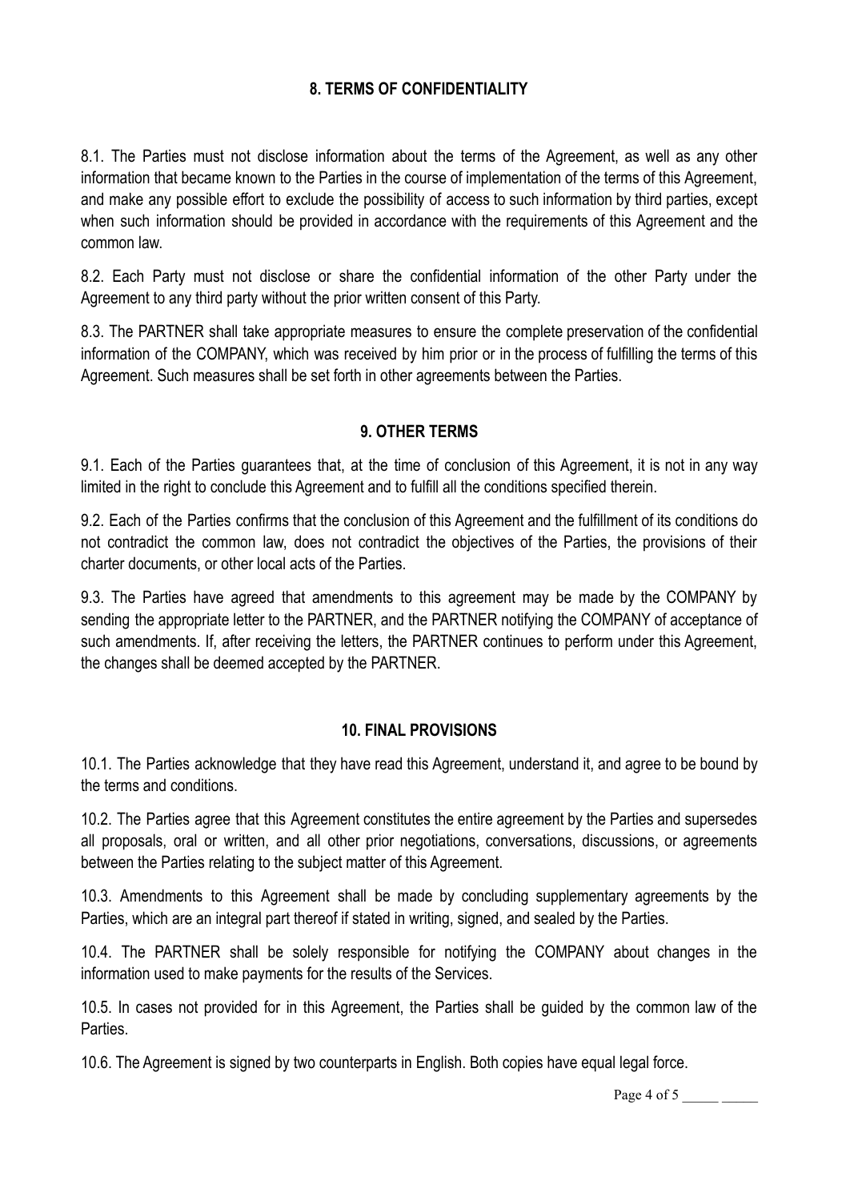## 8. TERMS OF CONFIDENTIALITY

8.1. The Parties must not disclose information about the terms of the Agreement, as well as any other information that became known to the Parties in the course of implementation of the terms of this Agreement, and make any possible effort to exclude the possibility of access to such information by third parties, except when such information should be provided in accordance with the requirements of this Agreement and the common law.

8.2. Each Party must not disclose or share the confidential information of the other Party under the Agreement to any third party without the prior written consent of this Party.

8.3. The PARTNER shall take appropriate measures to ensure the complete preservation of the confidential information of the COMPANY, which was received by him prior or in the process of fulfilling the terms of this Agreement. Such measures shall be set forth in other agreements between the Parties.

## 9. OTHER TERMS

9.1. Each of the Parties guarantees that, at the time of conclusion of this Agreement, it is not in any way limited in the right to conclude this Agreement and to fulfill all the conditions specified therein.

9.2. Each of the Parties confirms that the conclusion of this Agreement and the fulfillment of its conditions do not contradict the common law, does not contradict the objectives of the Parties, the provisions of their charter documents, or other local acts of the Parties.

9.3. The Parties have agreed that amendments to this agreement may be made by the COMPANY by sending the appropriate letter to the PARTNER, and the PARTNER notifying the COMPANY of acceptance of such amendments. If, after receiving the letters, the PARTNER continues to perform under this Agreement, the changes shall be deemed accepted by the PARTNER.

## 10. FINAL PROVISIONS

10.1. The Parties acknowledge that they have read this Agreement, understand it, and agree to be bound by the terms and conditions.

10.2. The Parties agree that this Agreement constitutes the entire agreement by the Parties and supersedes all proposals, oral or written, and all other prior negotiations, conversations, discussions, or agreements between the Parties relating to the subject matter of this Agreement.

10.3. Amendments to this Agreement shall be made by concluding supplementary agreements by the Parties, which are an integral part thereof if stated in writing, signed, and sealed by the Parties.

10.4. The PARTNER shall be solely responsible for notifying the COMPANY about changes in the information used to make payments for the results of the Services.

10.5. In cases not provided for in this Agreement, the Parties shall be guided by the common law of the Parties.

10.6. The Agreement is signed by two counterparts in English. Both copies have equal legal force.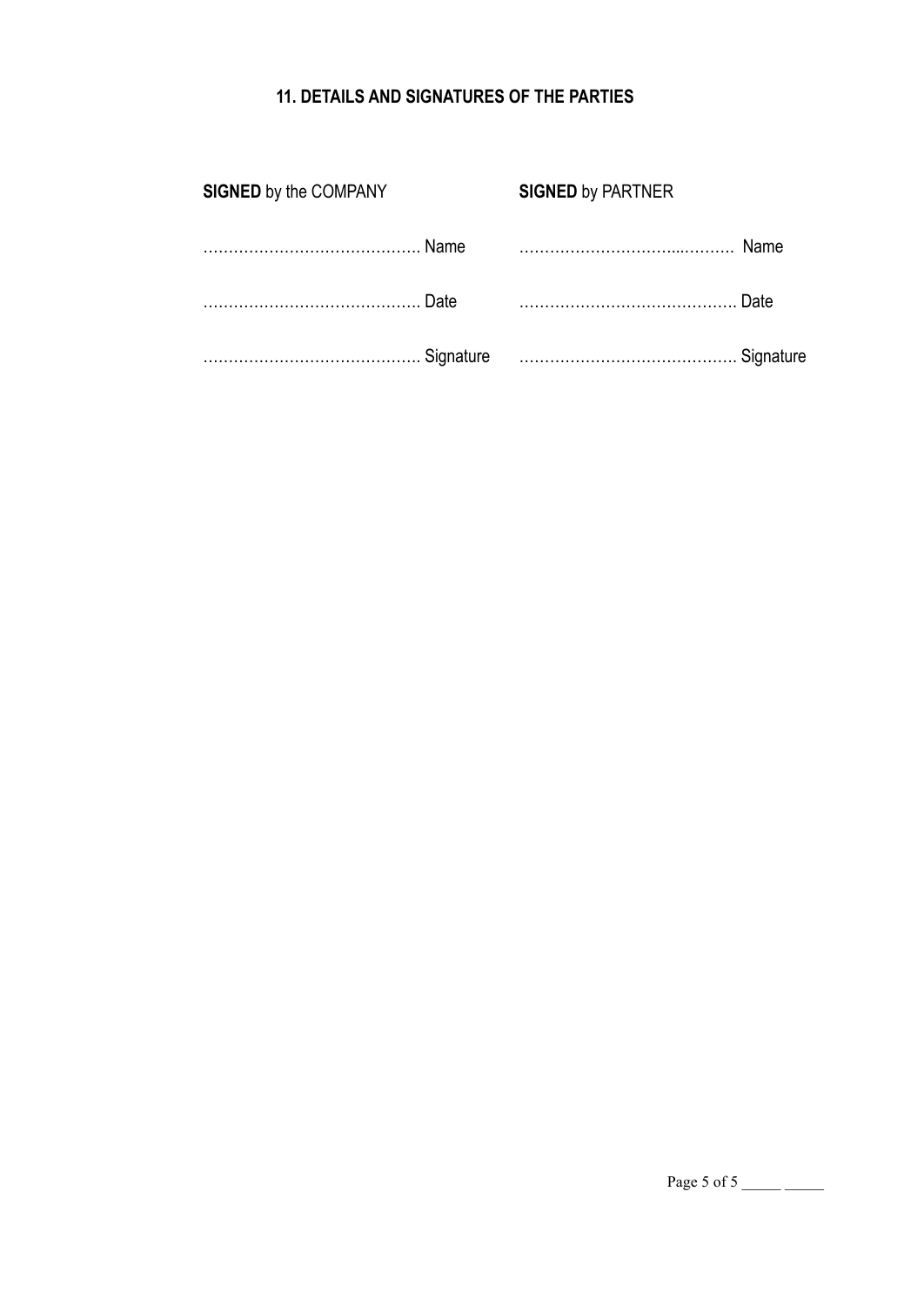## 11. DETAILS AND SIGNATURES OF THE PARTIES

| **SIGNED** by the COMPANY | **SIGNED** by PARTNER |
|---|---|
| ……………………………………. Name | ……………………………...……… Name |
| ……………………………………. Date | ……………………………………. Date |
| ……………………………………. Signature | ……………………………………. Signature |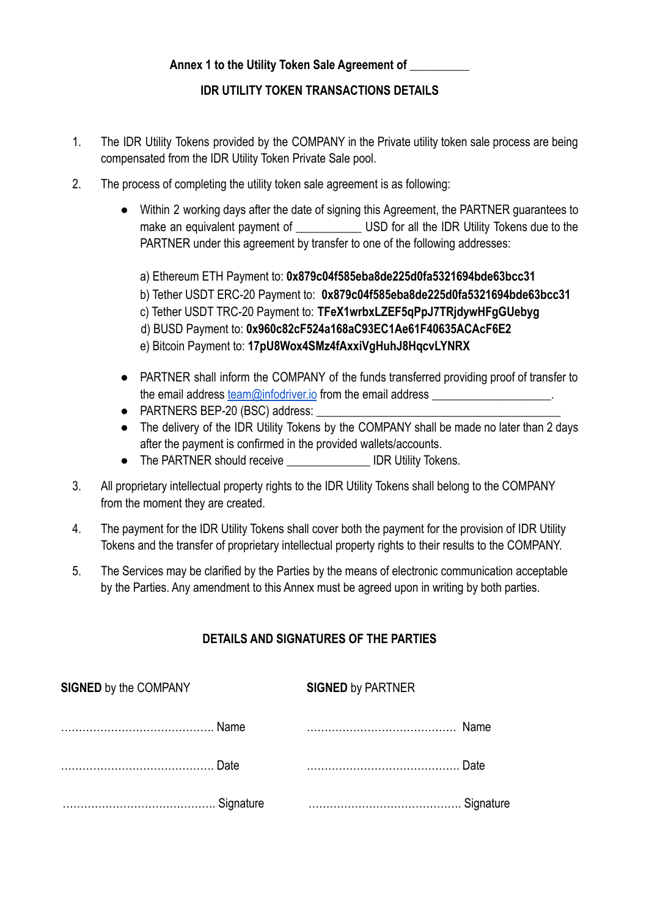**Annex 1 to the Utility Token Sale Agreement of __________**

**IDR UTILITY TOKEN TRANSACTIONS DETAILS**

1. The IDR Utility Tokens provided by the COMPANY in the Private utility token sale process are being compensated from the IDR Utility Token Private Sale pool.

2. The process of completing the utility token sale agreement is as following:

   - Within 2 working days after the date of signing this Agreement, the PARTNER guarantees to make an equivalent payment of ___________ USD for all the IDR Utility Tokens due to the PARTNER under this agreement by transfer to one of the following addresses:

     a) Ethereum ETH Payment to: **0x879c04f585eba8de225d0fa5321694bde63bcc31**
     b) Tether USDT ERC-20 Payment to: **0x879c04f585eba8de225d0fa5321694bde63bcc31**
     c) Tether USDT TRC-20 Payment to: **TFeX1wrbxLZEF5qPpJ7TRjdywHFgGUebyg**
     d) BUSD Payment to: **0x960c82cF524a168aC93EC1Ae61F40635ACAcF6E2**
     e) Bitcoin Payment to: **17pU8Wox4SMz4fAxxiVgHuhJ8HqcvLYNRX**

   - PARTNER shall inform the COMPANY of the funds transferred providing proof of transfer to the email address team@infodriver.io from the email address ____________________.
   - PARTNERS BEP-20 (BSC) address: ________________________________________
   - The delivery of the IDR Utility Tokens by the COMPANY shall be made no later than 2 days after the payment is confirmed in the provided wallets/accounts.
   - The PARTNER should receive ______________ IDR Utility Tokens.

3. All proprietary intellectual property rights to the IDR Utility Tokens shall belong to the COMPANY from the moment they are created.

4. The payment for the IDR Utility Tokens shall cover both the payment for the provision of IDR Utility Tokens and the transfer of proprietary intellectual property rights to their results to the COMPANY.

5. The Services may be clarified by the Parties by the means of electronic communication acceptable by the Parties. Any amendment to this Annex must be agreed upon in writing by both parties.

**DETAILS AND SIGNATURES OF THE PARTIES**

| | |
|---|---|
| **SIGNED** by the COMPANY | **SIGNED** by PARTNER |
| …………………………………… Name | …………………………………… Name |
| …………………………………… Date | …………………………………… Date |
| …………………………………… Signature | …………………………………… Signature |